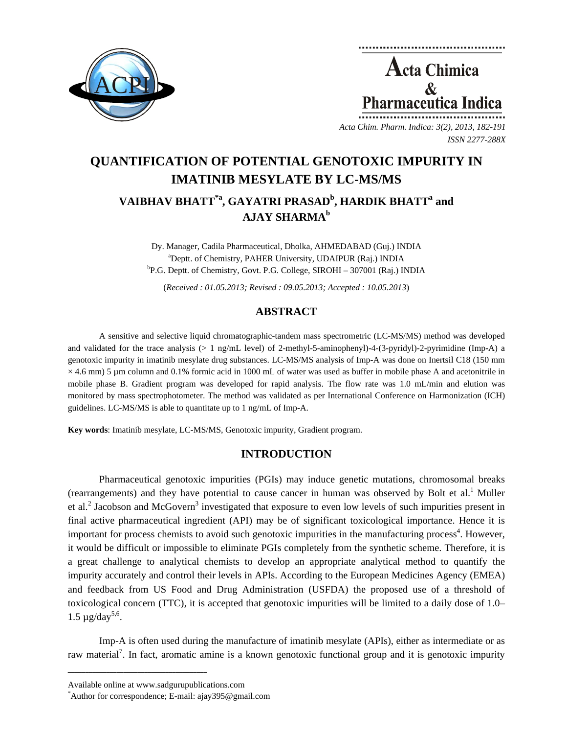# QUANTIFICATION OF POTENTIAL GENOTOXIC IMPURITY IN IMATINIB MESYLATE BY LC-MS/MS

## VAIBHAV BHATT[*a], GAYATRI PRASAD[b], HARDIK BHATT[a] and AJAY SHARMA[b]

Dy. Manager, Cadila Pharmaceutical, Dholka, AHMEDABAD (Guj.) INDIA
[a]Deptt. of Chemistry, PAHER University, UDAIPUR (Raj.) INDIA
[b]P.G. Deptt. of Chemistry, Govt. P.G. College, SIROHI – 307001 (Raj.) INDIA

(*Received : 01.05.2013; Revised : 09.05.2013; Accepted : 10.05.2013*)

## ABSTRACT

A sensitive and selective liquid chromatographic-tandem mass spectrometric (LC-MS/MS) method was developed and validated for the trace analysis (> 1 ng/mL level) of 2-methyl-5-aminophenyl)-4-(3-pyridyl)-2-pyrimidine (Imp-A) a genotoxic impurity in imatinib mesylate drug substances. LC-MS/MS analysis of Imp-A was done on Inertsil C18 (150 mm × 4.6 mm) 5 µm column and 0.1% formic acid in 1000 mL of water was used as buffer in mobile phase A and acetonitrile in mobile phase B. Gradient program was developed for rapid analysis. The flow rate was 1.0 mL/min and elution was monitored by mass spectrophotometer. The method was validated as per International Conference on Harmonization (ICH) guidelines. LC-MS/MS is able to quantitate up to 1 ng/mL of Imp-A.

**Key words**: Imatinib mesylate, LC-MS/MS, Genotoxic impurity, Gradient program.

## INTRODUCTION

Pharmaceutical genotoxic impurities (PGIs) may induce genetic mutations, chromosomal breaks (rearrangements) and they have potential to cause cancer in human was observed by Bolt et al.[1] Muller et al.[2] Jacobson and McGovern[3] investigated that exposure to even low levels of such impurities present in final active pharmaceutical ingredient (API) may be of significant toxicological importance. Hence it is important for process chemists to avoid such genotoxic impurities in the manufacturing process[4]. However, it would be difficult or impossible to eliminate PGIs completely from the synthetic scheme. Therefore, it is a great challenge to analytical chemists to develop an appropriate analytical method to quantify the impurity accurately and control their levels in APIs. According to the European Medicines Agency (EMEA) and feedback from US Food and Drug Administration (USFDA) the proposed use of a threshold of toxicological concern (TTC), it is accepted that genotoxic impurities will be limited to a daily dose of 1.0–1.5 µg/day[5,6].

Imp-A is often used during the manufacture of imatinib mesylate (APIs), either as intermediate or as raw material[7]. In fact, aromatic amine is a known genotoxic functional group and it is genotoxic impurity

---

Available online at www.sadgurupublications.com
[*]Author for correspondence; E-mail: ajay395@gmail.com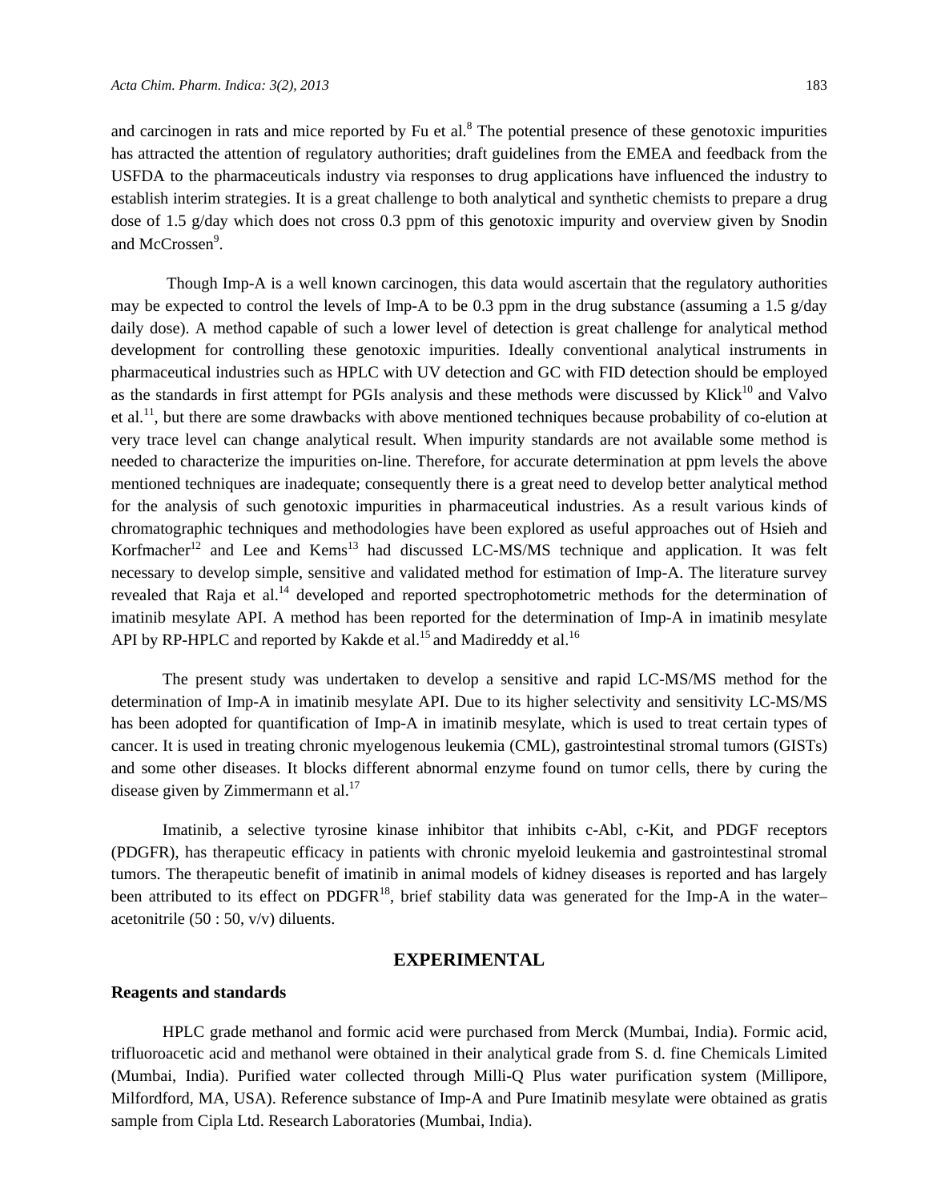and carcinogen in rats and mice reported by Fu et al.[8] The potential presence of these genotoxic impurities has attracted the attention of regulatory authorities; draft guidelines from the EMEA and feedback from the USFDA to the pharmaceuticals industry via responses to drug applications have influenced the industry to establish interim strategies. It is a great challenge to both analytical and synthetic chemists to prepare a drug dose of 1.5 g/day which does not cross 0.3 ppm of this genotoxic impurity and overview given by Snodin and McCrossen[9].

Though Imp-A is a well known carcinogen, this data would ascertain that the regulatory authorities may be expected to control the levels of Imp-A to be 0.3 ppm in the drug substance (assuming a 1.5 g/day daily dose). A method capable of such a lower level of detection is great challenge for analytical method development for controlling these genotoxic impurities. Ideally conventional analytical instruments in pharmaceutical industries such as HPLC with UV detection and GC with FID detection should be employed as the standards in first attempt for PGIs analysis and these methods were discussed by Klick[10] and Valvo et al.[11], but there are some drawbacks with above mentioned techniques because probability of co-elution at very trace level can change analytical result. When impurity standards are not available some method is needed to characterize the impurities on-line. Therefore, for accurate determination at ppm levels the above mentioned techniques are inadequate; consequently there is a great need to develop better analytical method for the analysis of such genotoxic impurities in pharmaceutical industries. As a result various kinds of chromatographic techniques and methodologies have been explored as useful approaches out of Hsieh and Korfmacher[12] and Lee and Kems[13] had discussed LC-MS/MS technique and application. It was felt necessary to develop simple, sensitive and validated method for estimation of Imp-A. The literature survey revealed that Raja et al.[14] developed and reported spectrophotometric methods for the determination of imatinib mesylate API. A method has been reported for the determination of Imp-A in imatinib mesylate API by RP-HPLC and reported by Kakde et al.[15] and Madireddy et al.[16]

The present study was undertaken to develop a sensitive and rapid LC-MS/MS method for the determination of Imp-A in imatinib mesylate API. Due to its higher selectivity and sensitivity LC-MS/MS has been adopted for quantification of Imp-A in imatinib mesylate, which is used to treat certain types of cancer. It is used in treating chronic myelogenous leukemia (CML), gastrointestinal stromal tumors (GISTs) and some other diseases. It blocks different abnormal enzyme found on tumor cells, there by curing the disease given by Zimmermann et al.[17]

Imatinib, a selective tyrosine kinase inhibitor that inhibits c-Abl, c-Kit, and PDGF receptors (PDGFR), has therapeutic efficacy in patients with chronic myeloid leukemia and gastrointestinal stromal tumors. The therapeutic benefit of imatinib in animal models of kidney diseases is reported and has largely been attributed to its effect on PDGFR[18], brief stability data was generated for the Imp-A in the water–acetonitrile (50 : 50, v/v) diluents.

## EXPERIMENTAL

### Reagents and standards

HPLC grade methanol and formic acid were purchased from Merck (Mumbai, India). Formic acid, trifluoroacetic acid and methanol were obtained in their analytical grade from S. d. fine Chemicals Limited (Mumbai, India). Purified water collected through Milli-Q Plus water purification system (Millipore, Milfordford, MA, USA). Reference substance of Imp-A and Pure Imatinib mesylate were obtained as gratis sample from Cipla Ltd. Research Laboratories (Mumbai, India).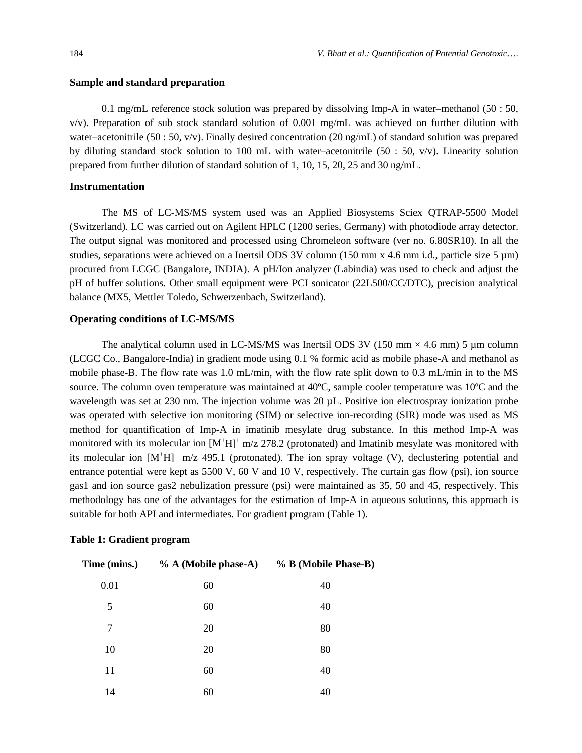### Sample and standard preparation

0.1 mg/mL reference stock solution was prepared by dissolving Imp-A in water–methanol (50 : 50, v/v). Preparation of sub stock standard solution of 0.001 mg/mL was achieved on further dilution with water–acetonitrile (50 : 50, v/v). Finally desired concentration (20 ng/mL) of standard solution was prepared by diluting standard stock solution to 100 mL with water–acetonitrile (50 : 50, v/v). Linearity solution prepared from further dilution of standard solution of 1, 10, 15, 20, 25 and 30 ng/mL.

### Instrumentation

The MS of LC-MS/MS system used was an Applied Biosystems Sciex QTRAP-5500 Model (Switzerland). LC was carried out on Agilent HPLC (1200 series, Germany) with photodiode array detector. The output signal was monitored and processed using Chromeleon software (ver no. 6.80SR10). In all the studies, separations were achieved on a Inertsil ODS 3V column (150 mm x 4.6 mm i.d., particle size 5 µm) procured from LCGC (Bangalore, INDIA). A pH/Ion analyzer (Labindia) was used to check and adjust the pH of buffer solutions. Other small equipment were PCI sonicator (22L500/CC/DTC), precision analytical balance (MX5, Mettler Toledo, Schwerzenbach, Switzerland).

### Operating conditions of LC-MS/MS

The analytical column used in LC-MS/MS was Inertsil ODS 3V (150 mm × 4.6 mm) 5 µm column (LCGC Co., Bangalore-India) in gradient mode using 0.1 % formic acid as mobile phase-A and methanol as mobile phase-B. The flow rate was 1.0 mL/min, with the flow rate split down to 0.3 mL/min in to the MS source. The column oven temperature was maintained at 40ºC, sample cooler temperature was 10ºC and the wavelength was set at 230 nm. The injection volume was 20 µL. Positive ion electrospray ionization probe was operated with selective ion monitoring (SIM) or selective ion-recording (SIR) mode was used as MS method for quantification of Imp-A in imatinib mesylate drug substance. In this method Imp-A was monitored with its molecular ion $[M^{+}H]^{+}$ m/z 278.2 (protonated) and Imatinib mesylate was monitored with its molecular ion $[M^{+}H]^{+}$ m/z 495.1 (protonated). The ion spray voltage (V), declustering potential and entrance potential were kept as 5500 V, 60 V and 10 V, respectively. The curtain gas flow (psi), ion source gas1 and ion source gas2 nebulization pressure (psi) were maintained as 35, 50 and 45, respectively. This methodology has one of the advantages for the estimation of Imp-A in aqueous solutions, this approach is suitable for both API and intermediates. For gradient program (Table 1).

**Table 1: Gradient program**

| Time (mins.) | % A (Mobile phase-A) | % B (Mobile Phase-B) |
|---|---|---|
| 0.01 | 60 | 40 |
| 5 | 60 | 40 |
| 7 | 20 | 80 |
| 10 | 20 | 80 |
| 11 | 60 | 40 |
| 14 | 60 | 40 |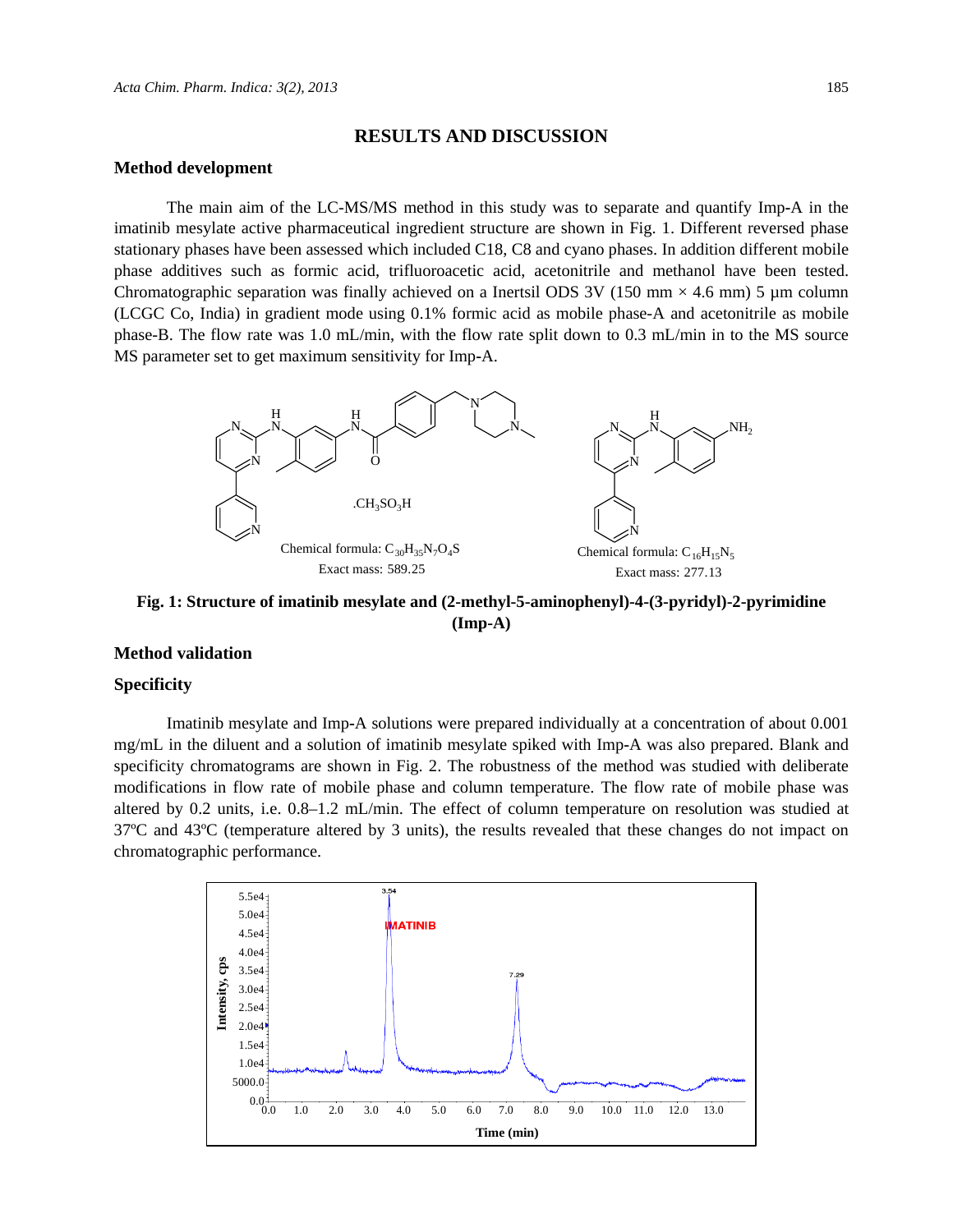## RESULTS AND DISCUSSION

### Method development

The main aim of the LC-MS/MS method in this study was to separate and quantify Imp-A in the imatinib mesylate active pharmaceutical ingredient structure are shown in Fig. 1. Different reversed phase stationary phases have been assessed which included C18, C8 and cyano phases. In addition different mobile phase additives such as formic acid, trifluoroacetic acid, acetonitrile and methanol have been tested. Chromatographic separation was finally achieved on a Inertsil ODS 3V (150 mm × 4.6 mm) 5 µm column (LCGC Co, India) in gradient mode using 0.1% formic acid as mobile phase-A and acetonitrile as mobile phase-B. The flow rate was 1.0 mL/min, with the flow rate split down to 0.3 mL/min in to the MS source MS parameter set to get maximum sensitivity for Imp-A.

.$CH_3SO_3H$

Chemical formula: $C_{30}H_{35}N_7O_4S$
Exact mass: 589.25

Chemical formula: $C_{16}H_{15}N_5$
Exact mass: 277.13

**Fig. 1: Structure of imatinib mesylate and (2-methyl-5-aminophenyl)-4-(3-pyridyl)-2-pyrimidine (Imp-A)**

### Method validation

### Specificity

Imatinib mesylate and Imp-A solutions were prepared individually at a concentration of about 0.001 mg/mL in the diluent and a solution of imatinib mesylate spiked with Imp-A was also prepared. Blank and specificity chromatograms are shown in Fig. 2. The robustness of the method was studied with deliberate modifications in flow rate of mobile phase and column temperature. The flow rate of mobile phase was altered by 0.2 units, i.e. 0.8–1.2 mL/min. The effect of column temperature on resolution was studied at 37ºC and 43ºC (temperature altered by 3 units), the results revealed that these changes do not impact on chromatographic performance.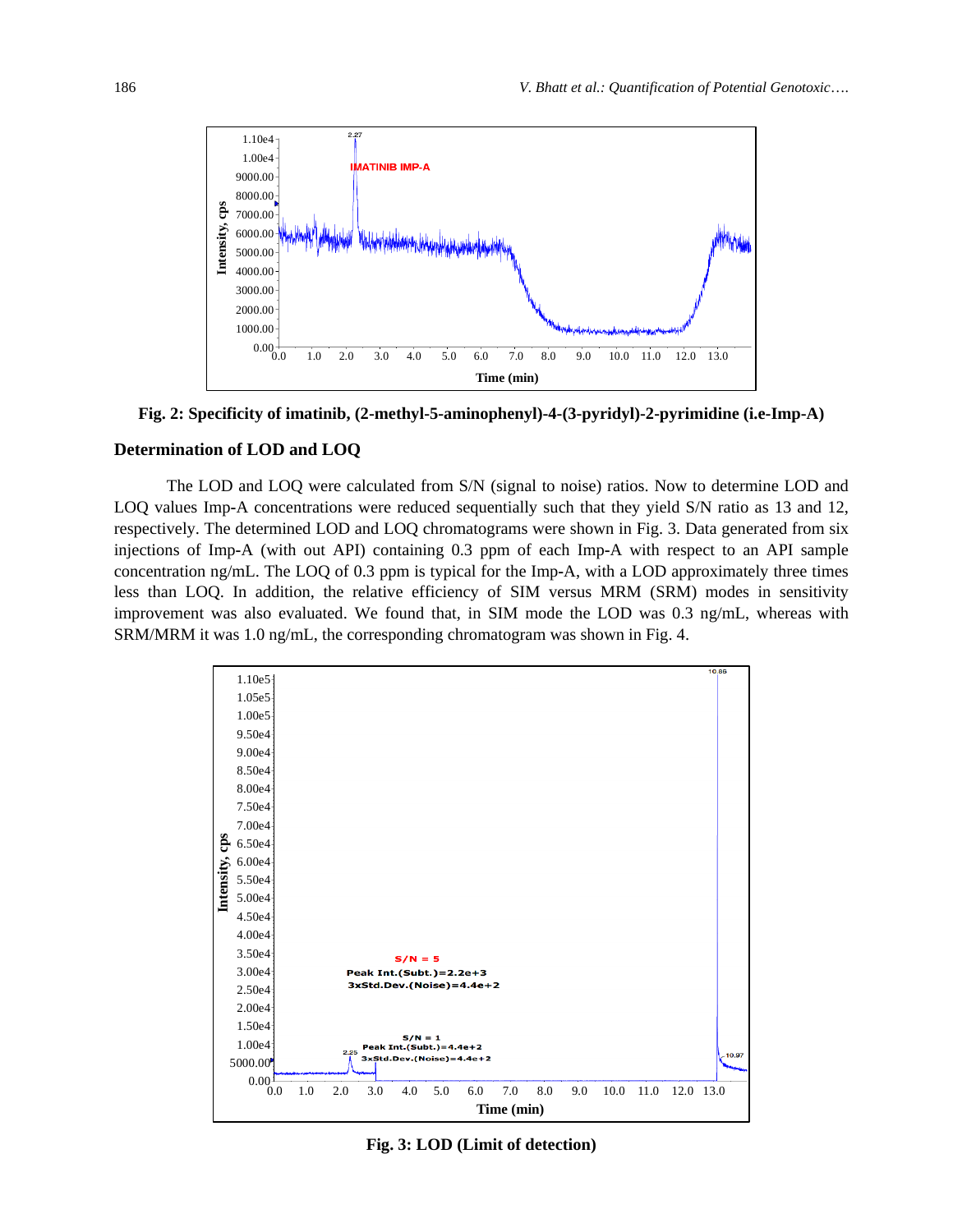Fig. 2: Specificity of imatinib, (2-methyl-5-aminophenyl)-4-(3-pyridyl)-2-pyrimidine (i.e-Imp-A)

## Determination of LOD and LOQ

The LOD and LOQ were calculated from S/N (signal to noise) ratios. Now to determine LOD and LOQ values Imp-A concentrations were reduced sequentially such that they yield S/N ratio as 13 and 12, respectively. The determined LOD and LOQ chromatograms were shown in Fig. 3. Data generated from six injections of Imp-A (with out API) containing 0.3 ppm of each Imp-A with respect to an API sample concentration ng/mL. The LOQ of 0.3 ppm is typical for the Imp-A, with a LOD approximately three times less than LOQ. In addition, the relative efficiency of SIM versus MRM (SRM) modes in sensitivity improvement was also evaluated. We found that, in SIM mode the LOD was 0.3 ng/mL, whereas with SRM/MRM it was 1.0 ng/mL, the corresponding chromatogram was shown in Fig. 4.

Fig. 3: LOD (Limit of detection)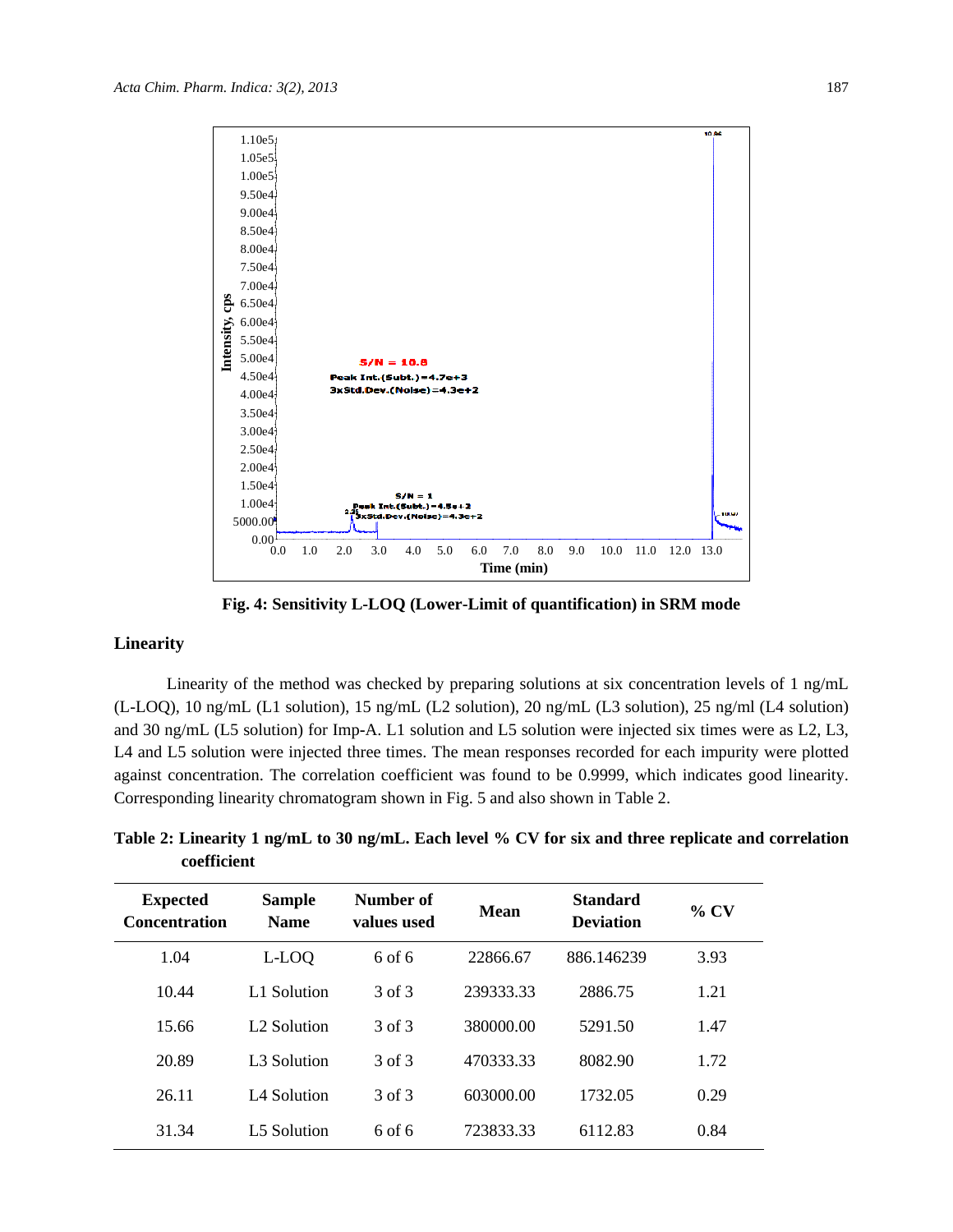Fig. 4: Sensitivity L-LOQ (Lower-Limit of quantification) in SRM mode

## Linearity

Linearity of the method was checked by preparing solutions at six concentration levels of 1 ng/mL (L-LOQ), 10 ng/mL (L1 solution), 15 ng/mL (L2 solution), 20 ng/mL (L3 solution), 25 ng/ml (L4 solution) and 30 ng/mL (L5 solution) for Imp-A. L1 solution and L5 solution were injected six times were as L2, L3, L4 and L5 solution were injected three times. The mean responses recorded for each impurity were plotted against concentration. The correlation coefficient was found to be 0.9999, which indicates good linearity. Corresponding linearity chromatogram shown in Fig. 5 and also shown in Table 2.

**Table 2: Linearity 1 ng/mL to 30 ng/mL. Each level % CV for six and three replicate and correlation coefficient**

| Expected Concentration | Sample Name | Number of values used | Mean | Standard Deviation | % CV |
|---|---|---|---|---|---|
| 1.04 | L-LOQ | 6 of 6 | 22866.67 | 886.146239 | 3.93 |
| 10.44 | L1 Solution | 3 of 3 | 239333.33 | 2886.75 | 1.21 |
| 15.66 | L2 Solution | 3 of 3 | 380000.00 | 5291.50 | 1.47 |
| 20.89 | L3 Solution | 3 of 3 | 470333.33 | 8082.90 | 1.72 |
| 26.11 | L4 Solution | 3 of 3 | 603000.00 | 1732.05 | 0.29 |
| 31.34 | L5 Solution | 6 of 6 | 723833.33 | 6112.83 | 0.84 |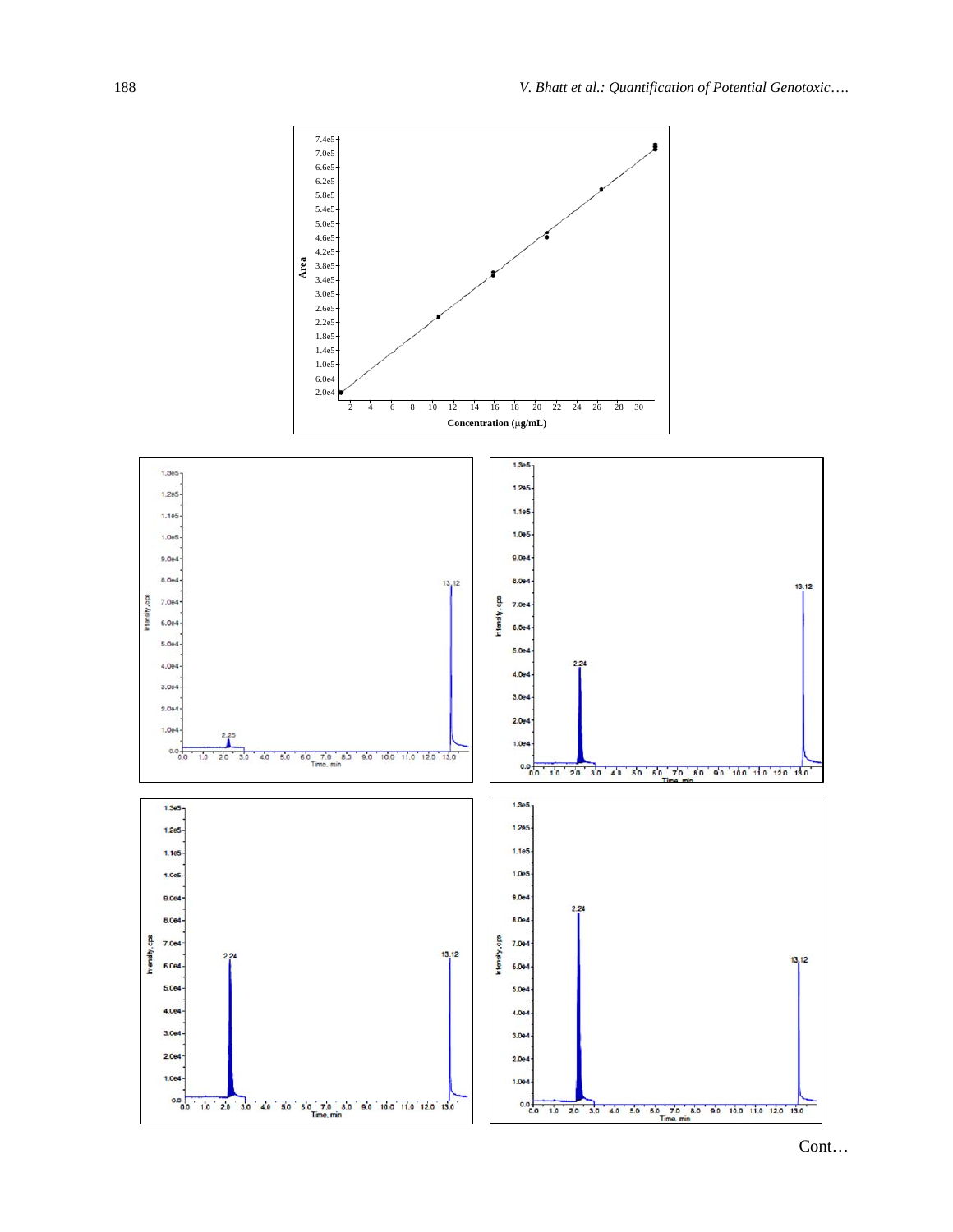Cont…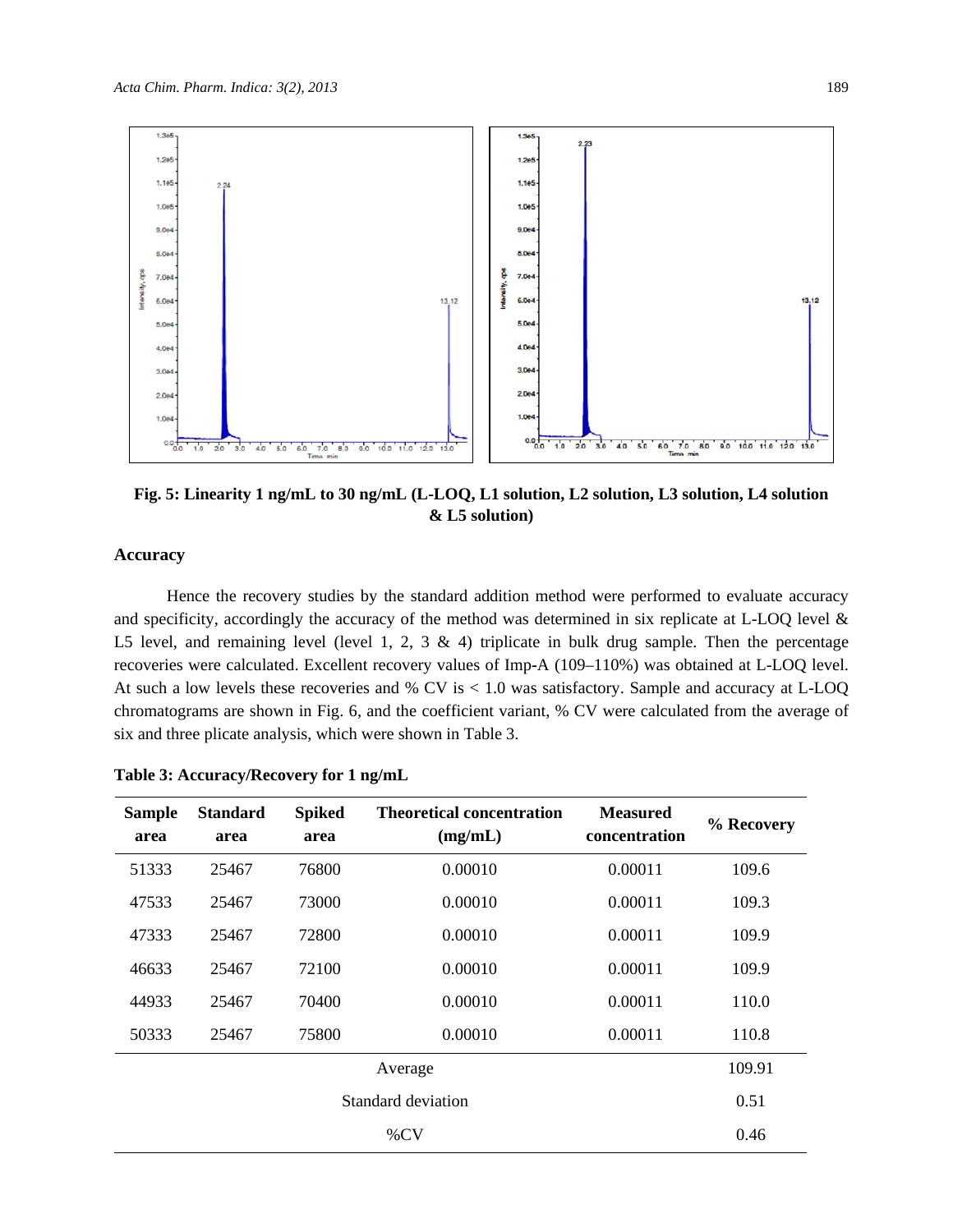**Fig. 5: Linearity 1 ng/mL to 30 ng/mL (L-LOQ, L1 solution, L2 solution, L3 solution, L4 solution & L5 solution)**

### Accuracy

Hence the recovery studies by the standard addition method were performed to evaluate accuracy and specificity, accordingly the accuracy of the method was determined in six replicate at L-LOQ level & L5 level, and remaining level (level 1, 2, 3 & 4) triplicate in bulk drug sample. Then the percentage recoveries were calculated. Excellent recovery values of Imp-A (109–110%) was obtained at L-LOQ level. At such a low levels these recoveries and % CV is < 1.0 was satisfactory. Sample and accuracy at L-LOQ chromatograms are shown in Fig. 6, and the coefficient variant, % CV were calculated from the average of six and three plicate analysis, which were shown in Table 3.

**Table 3: Accuracy/Recovery for 1 ng/mL**

| Sample area | Standard area | Spiked area | Theoretical concentration (mg/mL) | Measured concentration | % Recovery |
|---|---|---|---|---|---|
| 51333 | 25467 | 76800 | 0.00010 | 0.00011 | 109.6 |
| 47533 | 25467 | 73000 | 0.00010 | 0.00011 | 109.3 |
| 47333 | 25467 | 72800 | 0.00010 | 0.00011 | 109.9 |
| 46633 | 25467 | 72100 | 0.00010 | 0.00011 | 109.9 |
| 44933 | 25467 | 70400 | 0.00010 | 0.00011 | 110.0 |
| 50333 | 25467 | 75800 | 0.00010 | 0.00011 | 110.8 |
| Average | | | | | 109.91 |
| Standard deviation | | | | | 0.51 |
| %CV | | | | | 0.46 |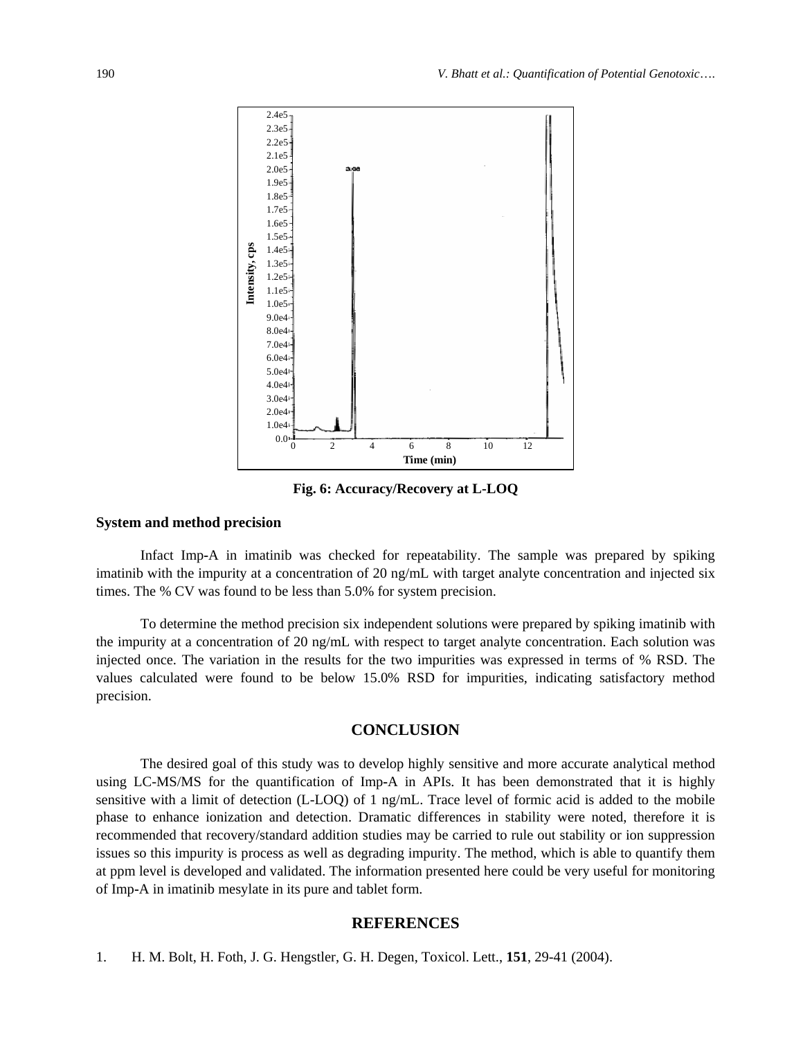**Fig. 6: Accuracy/Recovery at L-LOQ**

### System and method precision

Infact Imp-A in imatinib was checked for repeatability. The sample was prepared by spiking imatinib with the impurity at a concentration of 20 ng/mL with target analyte concentration and injected six times. The % CV was found to be less than 5.0% for system precision.

To determine the method precision six independent solutions were prepared by spiking imatinib with the impurity at a concentration of 20 ng/mL with respect to target analyte concentration. Each solution was injected once. The variation in the results for the two impurities was expressed in terms of % RSD. The values calculated were found to be below 15.0% RSD for impurities, indicating satisfactory method precision.

## CONCLUSION

The desired goal of this study was to develop highly sensitive and more accurate analytical method using LC-MS/MS for the quantification of Imp-A in APIs. It has been demonstrated that it is highly sensitive with a limit of detection (L-LOQ) of 1 ng/mL. Trace level of formic acid is added to the mobile phase to enhance ionization and detection. Dramatic differences in stability were noted, therefore it is recommended that recovery/standard addition studies may be carried to rule out stability or ion suppression issues so this impurity is process as well as degrading impurity. The method, which is able to quantify them at ppm level is developed and validated. The information presented here could be very useful for monitoring of Imp-A in imatinib mesylate in its pure and tablet form.

## REFERENCES

1. H. M. Bolt, H. Foth, J. G. Hengstler, G. H. Degen, Toxicol. Lett., **151**, 29-41 (2004).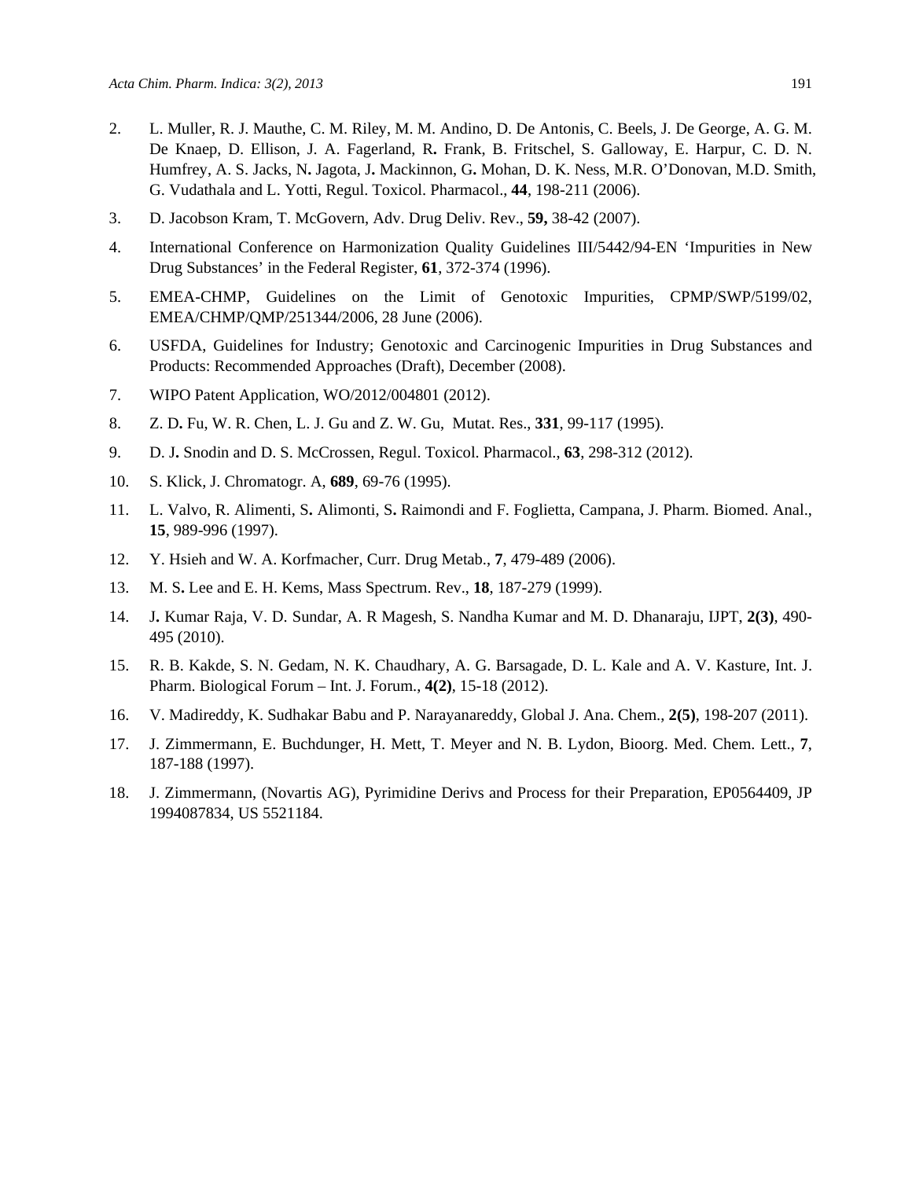2. L. Muller, R. J. Mauthe, C. M. Riley, M. M. Andino, D. De Antonis, C. Beels, J. De George, A. G. M. De Knaep, D. Ellison, J. A. Fagerland, R**.** Frank, B. Fritschel, S. Galloway, E. Harpur, C. D. N. Humfrey, A. S. Jacks, N**.** Jagota, J**.** Mackinnon, G**.** Mohan, D. K. Ness, M.R. O'Donovan, M.D. Smith, G. Vudathala and L. Yotti, Regul. Toxicol. Pharmacol., **44**, 198-211 (2006).

3. D. Jacobson Kram, T. McGovern, Adv. Drug Deliv. Rev., **59,** 38-42 (2007).

4. International Conference on Harmonization Quality Guidelines III/5442/94-EN 'Impurities in New Drug Substances' in the Federal Register, **61**, 372-374 (1996).

5. EMEA-CHMP, Guidelines on the Limit of Genotoxic Impurities, CPMP/SWP/5199/02, EMEA/CHMP/QMP/251344/2006, 28 June (2006).

6. USFDA, Guidelines for Industry; Genotoxic and Carcinogenic Impurities in Drug Substances and Products: Recommended Approaches (Draft), December (2008).

7. WIPO Patent Application, WO/2012/004801 (2012).

8. Z. D**.** Fu, W. R. Chen, L. J. Gu and Z. W. Gu, Mutat. Res., **331**, 99-117 (1995).

9. D. J**.** Snodin and D. S. McCrossen, Regul. Toxicol. Pharmacol., **63**, 298-312 (2012).

10. S. Klick, J. Chromatogr. A, **689**, 69-76 (1995).

11. L. Valvo, R. Alimenti, S**.** Alimonti, S**.** Raimondi and F. Foglietta, Campana, J. Pharm. Biomed. Anal., **15**, 989-996 (1997).

12. Y. Hsieh and W. A. Korfmacher, Curr. Drug Metab., **7**, 479-489 (2006).

13. M. S**.** Lee and E. H. Kems, Mass Spectrum. Rev., **18**, 187-279 (1999).

14. J**.** Kumar Raja, V. D. Sundar, A. R Magesh, S. Nandha Kumar and M. D. Dhanaraju, IJPT, **2(3)**, 490-495 (2010).

15. R. B. Kakde, S. N. Gedam, N. K. Chaudhary, A. G. Barsagade, D. L. Kale and A. V. Kasture, Int. J. Pharm. Biological Forum – Int. J. Forum., **4(2)**, 15-18 (2012).

16. V. Madireddy, K. Sudhakar Babu and P. Narayanareddy, Global J. Ana. Chem., **2(5)**, 198-207 (2011).

17. J. Zimmermann, E. Buchdunger, H. Mett, T. Meyer and N. B. Lydon, Bioorg. Med. Chem. Lett., **7**, 187-188 (1997).

18. J. Zimmermann, (Novartis AG), Pyrimidine Derivs and Process for their Preparation, EP0564409, JP 1994087834, US 5521184.